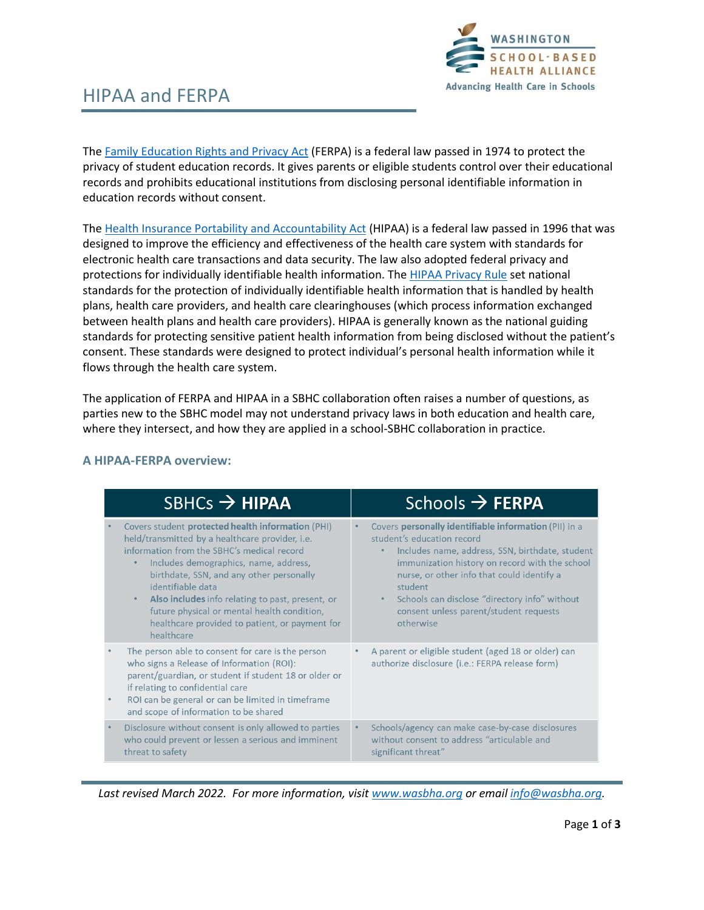# HIPAA and FERPA

The Family Education Rights and Privacy Act (FERPA) is a federal law passed in 1974 to protect the privacy of student education records. It gives parents or eligible students control over their educational records and prohibits educational institutions from disclosing personal identifiable information in education records without consent.

The Health Insurance Portability and Accountability Act (HIPAA) is a federal law passed in 1996 that was designed to improve the efficiency and effectiveness of the health care system with standards for electronic health care transactions and data security. The law also adopted federal privacy and protections for individually identifiable health information. The HIPAA Privacy Rule set national standards for the protection of individually identifiable health information that is handled by health plans, health care providers, and health care clearinghouses (which process information exchanged between health plans and health care providers). HIPAA is generally known as the national guiding standards for protecting sensitive patient health information from being disclosed without the patient's consent. These standards were designed to protect individual's personal health information while it flows through the health care system.

The application of FERPA and HIPAA in a SBHC collaboration often raises a number of questions, as parties new to the SBHC model may not understand privacy laws in both education and health care, where they intersect, and how they are applied in a school-SBHC collaboration in practice.

### A HIPAA-FERPA overview:

| SBHCs → **HIPAA** | Schools → **FERPA** |
|---|---|
| • Covers student **protected health information** (PHI) held/transmitted by a healthcare provider, i.e. information from the SBHC's medical record<br>  • Includes demographics, name, address, birthdate, SSN, and any other personally identifiable data<br>  • **Also includes** info relating to past, present, or future physical or mental health condition, healthcare provided to patient, or payment for healthcare | • Covers **personally identifiable information** (PII) in a student's education record<br>  • Includes name, address, SSN, birthdate, student immunization history on record with the school nurse, or other info that could identify a student<br>  • Schools can disclose "directory info" without consent unless parent/student requests otherwise |
| • The person able to consent for care is the person who signs a Release of Information (ROI): parent/guardian, or student if student 18 or older or if relating to confidential care<br>• ROI can be general or can be limited in timeframe and scope of information to be shared | • A parent or eligible student (aged 18 or older) can authorize disclosure (i.e.: FERPA release form) |
| • Disclosure without consent is only allowed to parties who could prevent or lessen a serious and imminent threat to safety | • Schools/agency can make case-by-case disclosures without consent to address "articulable and significant threat" |

*Last revised March 2022. For more information, visit www.wasbha.org or email info@wasbha.org.*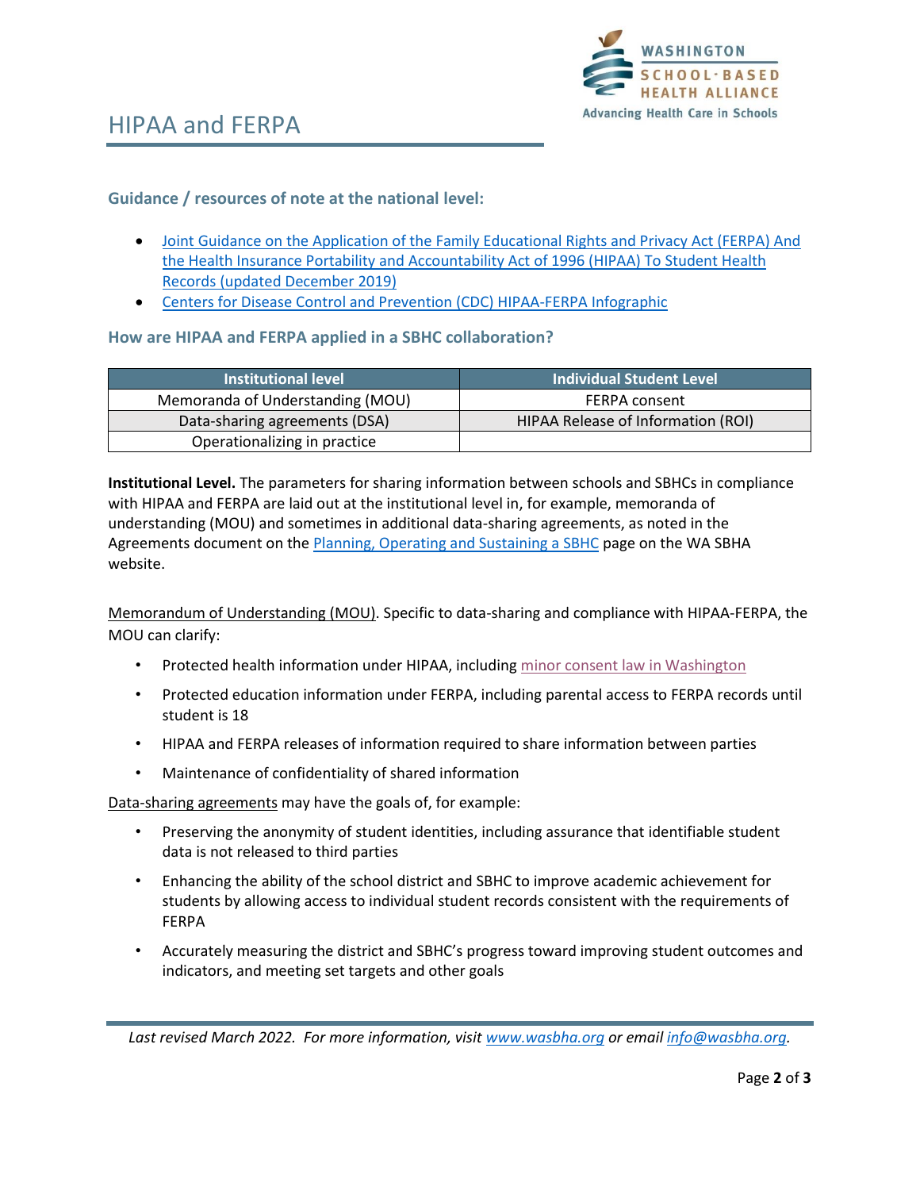# HIPAA and FERPA

### Guidance / resources of note at the national level:

- Joint Guidance on the Application of the Family Educational Rights and Privacy Act (FERPA) And the Health Insurance Portability and Accountability Act of 1996 (HIPAA) To Student Health Records (updated December 2019)
- Centers for Disease Control and Prevention (CDC) HIPAA-FERPA Infographic

### How are HIPAA and FERPA applied in a SBHC collaboration?

| Institutional level | Individual Student Level |
|---|---|
| Memoranda of Understanding (MOU) | FERPA consent |
| Data-sharing agreements (DSA) | HIPAA Release of Information (ROI) |
| Operationalizing in practice | |

**Institutional Level.** The parameters for sharing information between schools and SBHCs in compliance with HIPAA and FERPA are laid out at the institutional level in, for example, memoranda of understanding (MOU) and sometimes in additional data-sharing agreements, as noted in the Agreements document on the Planning, Operating and Sustaining a SBHC page on the WA SBHA website.

Memorandum of Understanding (MOU). Specific to data-sharing and compliance with HIPAA-FERPA, the MOU can clarify:

- Protected health information under HIPAA, including minor consent law in Washington
- Protected education information under FERPA, including parental access to FERPA records until student is 18
- HIPAA and FERPA releases of information required to share information between parties
- Maintenance of confidentiality of shared information

Data-sharing agreements may have the goals of, for example:

- Preserving the anonymity of student identities, including assurance that identifiable student data is not released to third parties
- Enhancing the ability of the school district and SBHC to improve academic achievement for students by allowing access to individual student records consistent with the requirements of FERPA
- Accurately measuring the district and SBHC's progress toward improving student outcomes and indicators, and meeting set targets and other goals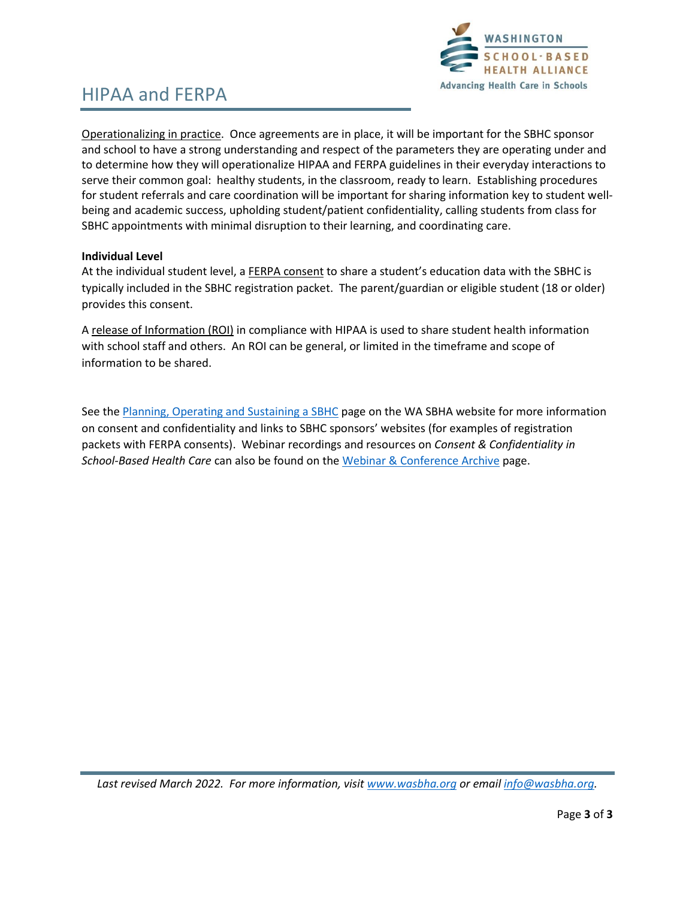# HIPAA and FERPA

Operationalizing in practice. Once agreements are in place, it will be important for the SBHC sponsor and school to have a strong understanding and respect of the parameters they are operating under and to determine how they will operationalize HIPAA and FERPA guidelines in their everyday interactions to serve their common goal: healthy students, in the classroom, ready to learn. Establishing procedures for student referrals and care coordination will be important for sharing information key to student well-being and academic success, upholding student/patient confidentiality, calling students from class for SBHC appointments with minimal disruption to their learning, and coordinating care.

**Individual Level**

At the individual student level, a FERPA consent to share a student's education data with the SBHC is typically included in the SBHC registration packet. The parent/guardian or eligible student (18 or older) provides this consent.

A release of Information (ROI) in compliance with HIPAA is used to share student health information with school staff and others. An ROI can be general, or limited in the timeframe and scope of information to be shared.

See the Planning, Operating and Sustaining a SBHC page on the WA SBHA website for more information on consent and confidentiality and links to SBHC sponsors' websites (for examples of registration packets with FERPA consents). Webinar recordings and resources on *Consent & Confidentiality in School-Based Health Care* can also be found on the Webinar & Conference Archive page.

*Last revised March 2022. For more information, visit www.wasbha.org or email info@wasbha.org.*